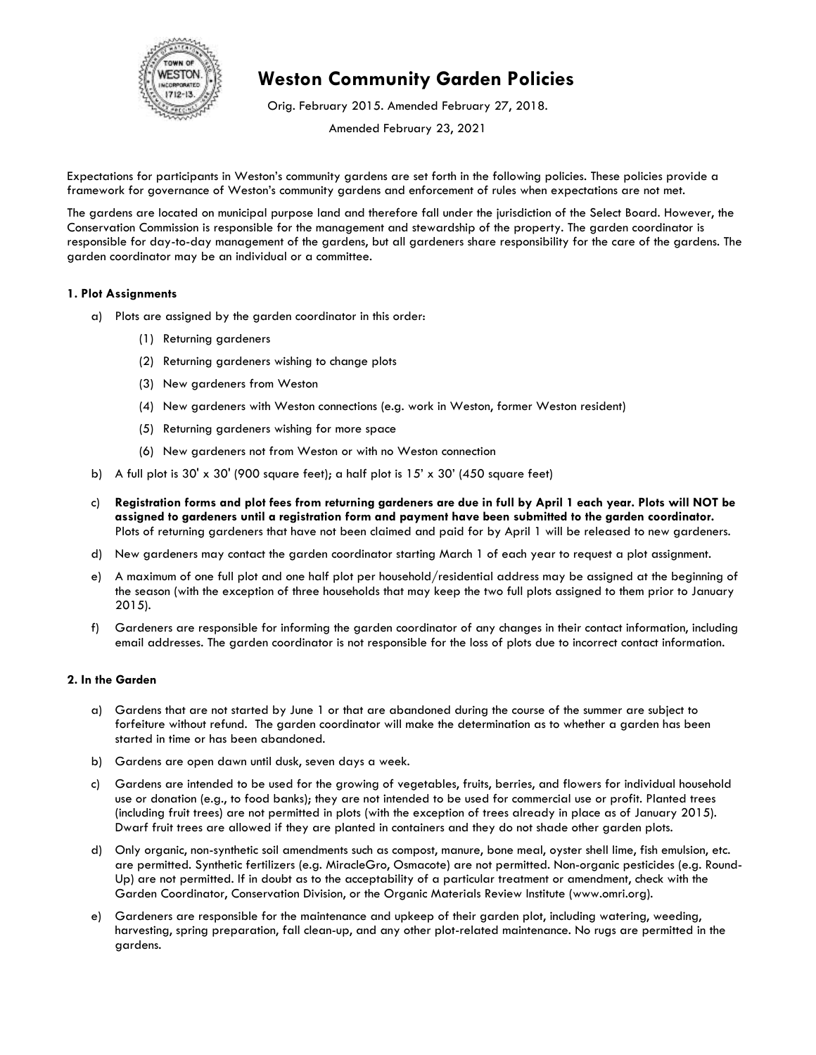# Weston Community Garden Policies

Orig. February 2015. Amended February 27, 2018.

Amended February 23, 2021

Expectations for participants in Weston's community gardens are set forth in the following policies. These policies provide a framework for governance of Weston's community gardens and enforcement of rules when expectations are not met.

The gardens are located on municipal purpose land and therefore fall under the jurisdiction of the Select Board. However, the Conservation Commission is responsible for the management and stewardship of the property. The garden coordinator is responsible for day-to-day management of the gardens, but all gardeners share responsibility for the care of the gardens. The garden coordinator may be an individual or a committee.

### 1. Plot Assignments

a) Plots are assigned by the garden coordinator in this order:

   (1) Returning gardeners

   (2) Returning gardeners wishing to change plots

   (3) New gardeners from Weston

   (4) New gardeners with Weston connections (e.g. work in Weston, former Weston resident)

   (5) Returning gardeners wishing for more space

   (6) New gardeners not from Weston or with no Weston connection

b) A full plot is 30' x 30' (900 square feet); a half plot is 15' x 30' (450 square feet)

c) **Registration forms and plot fees from returning gardeners are due in full by April 1 each year. Plots will NOT be assigned to gardeners until a registration form and payment have been submitted to the garden coordinator.** Plots of returning gardeners that have not been claimed and paid for by April 1 will be released to new gardeners.

d) New gardeners may contact the garden coordinator starting March 1 of each year to request a plot assignment.

e) A maximum of one full plot and one half plot per household/residential address may be assigned at the beginning of the season (with the exception of three households that may keep the two full plots assigned to them prior to January 2015).

f) Gardeners are responsible for informing the garden coordinator of any changes in their contact information, including email addresses. The garden coordinator is not responsible for the loss of plots due to incorrect contact information.

### 2. In the Garden

a) Gardens that are not started by June 1 or that are abandoned during the course of the summer are subject to forfeiture without refund. The garden coordinator will make the determination as to whether a garden has been started in time or has been abandoned.

b) Gardens are open dawn until dusk, seven days a week.

c) Gardens are intended to be used for the growing of vegetables, fruits, berries, and flowers for individual household use or donation (e.g., to food banks); they are not intended to be used for commercial use or profit. Planted trees (including fruit trees) are not permitted in plots (with the exception of trees already in place as of January 2015). Dwarf fruit trees are allowed if they are planted in containers and they do not shade other garden plots.

d) Only organic, non-synthetic soil amendments such as compost, manure, bone meal, oyster shell lime, fish emulsion, etc. are permitted. Synthetic fertilizers (e.g. MiracleGro, Osmacote) are not permitted. Non-organic pesticides (e.g. Round-Up) are not permitted. If in doubt as to the acceptability of a particular treatment or amendment, check with the Garden Coordinator, Conservation Division, or the Organic Materials Review Institute (www.omri.org).

e) Gardeners are responsible for the maintenance and upkeep of their garden plot, including watering, weeding, harvesting, spring preparation, fall clean-up, and any other plot-related maintenance. No rugs are permitted in the gardens.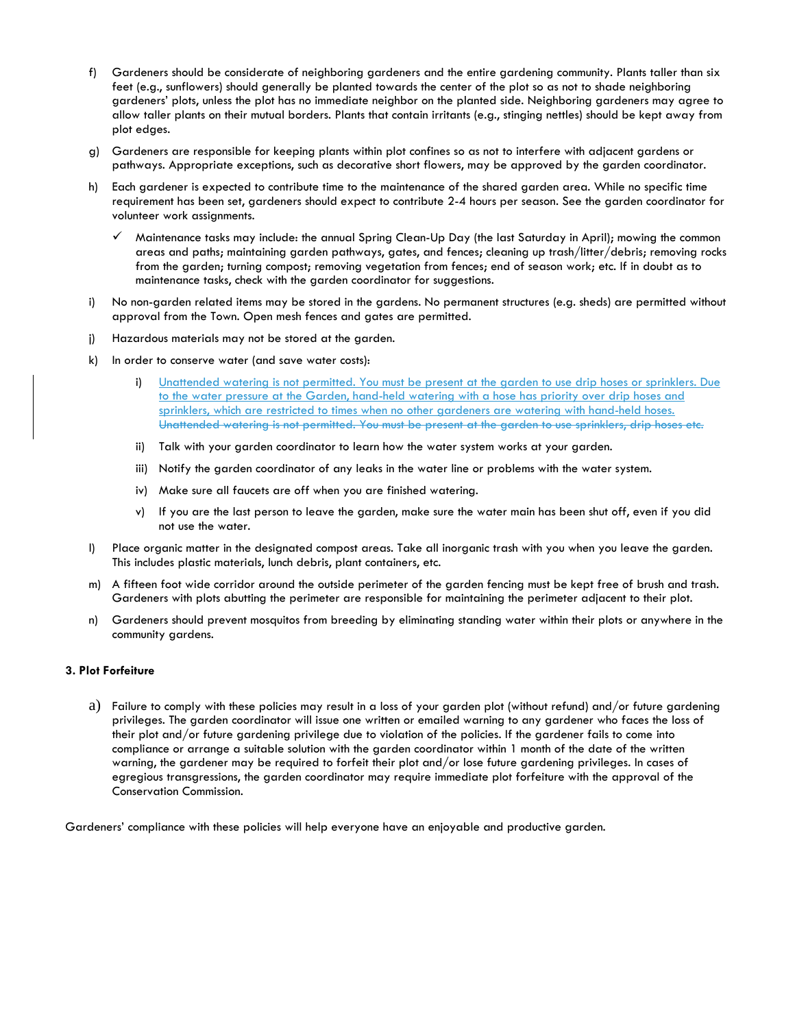f) Gardeners should be considerate of neighboring gardeners and the entire gardening community. Plants taller than six feet (e.g., sunflowers) should generally be planted towards the center of the plot so as not to shade neighboring gardeners' plots, unless the plot has no immediate neighbor on the planted side. Neighboring gardeners may agree to allow taller plants on their mutual borders. Plants that contain irritants (e.g., stinging nettles) should be kept away from plot edges.

g) Gardeners are responsible for keeping plants within plot confines so as not to interfere with adjacent gardens or pathways. Appropriate exceptions, such as decorative short flowers, may be approved by the garden coordinator.

h) Each gardener is expected to contribute time to the maintenance of the shared garden area. While no specific time requirement has been set, gardeners should expect to contribute 2-4 hours per season. See the garden coordinator for volunteer work assignments.

- ✓ Maintenance tasks may include: the annual Spring Clean-Up Day (the last Saturday in April); mowing the common areas and paths; maintaining garden pathways, gates, and fences; cleaning up trash/litter/debris; removing rocks from the garden; turning compost; removing vegetation from fences; end of season work; etc. If in doubt as to maintenance tasks, check with the garden coordinator for suggestions.

i) No non-garden related items may be stored in the gardens. No permanent structures (e.g. sheds) are permitted without approval from the Town. Open mesh fences and gates are permitted.

j) Hazardous materials may not be stored at the garden.

k) In order to conserve water (and save water costs):

   i) Unattended watering is not permitted. You must be present at the garden to use drip hoses or sprinklers. Due to the water pressure at the Garden, hand-held watering with a hose has priority over drip hoses and sprinklers, which are restricted to times when no other gardeners are watering with hand-held hoses. ~~Unattended watering is not permitted. You must be present at the garden to use sprinklers, drip hoses etc.~~

   ii) Talk with your garden coordinator to learn how the water system works at your garden.

   iii) Notify the garden coordinator of any leaks in the water line or problems with the water system.

   iv) Make sure all faucets are off when you are finished watering.

   v) If you are the last person to leave the garden, make sure the water main has been shut off, even if you did not use the water.

l) Place organic matter in the designated compost areas. Take all inorganic trash with you when you leave the garden. This includes plastic materials, lunch debris, plant containers, etc.

m) A fifteen foot wide corridor around the outside perimeter of the garden fencing must be kept free of brush and trash. Gardeners with plots abutting the perimeter are responsible for maintaining the perimeter adjacent to their plot.

n) Gardeners should prevent mosquitos from breeding by eliminating standing water within their plots or anywhere in the community gardens.

**3. Plot Forfeiture**

a) Failure to comply with these policies may result in a loss of your garden plot (without refund) and/or future gardening privileges. The garden coordinator will issue one written or emailed warning to any gardener who faces the loss of their plot and/or future gardening privilege due to violation of the policies. If the gardener fails to come into compliance or arrange a suitable solution with the garden coordinator within 1 month of the date of the written warning, the gardener may be required to forfeit their plot and/or lose future gardening privileges. In cases of egregious transgressions, the garden coordinator may require immediate plot forfeiture with the approval of the Conservation Commission.

Gardeners' compliance with these policies will help everyone have an enjoyable and productive garden.